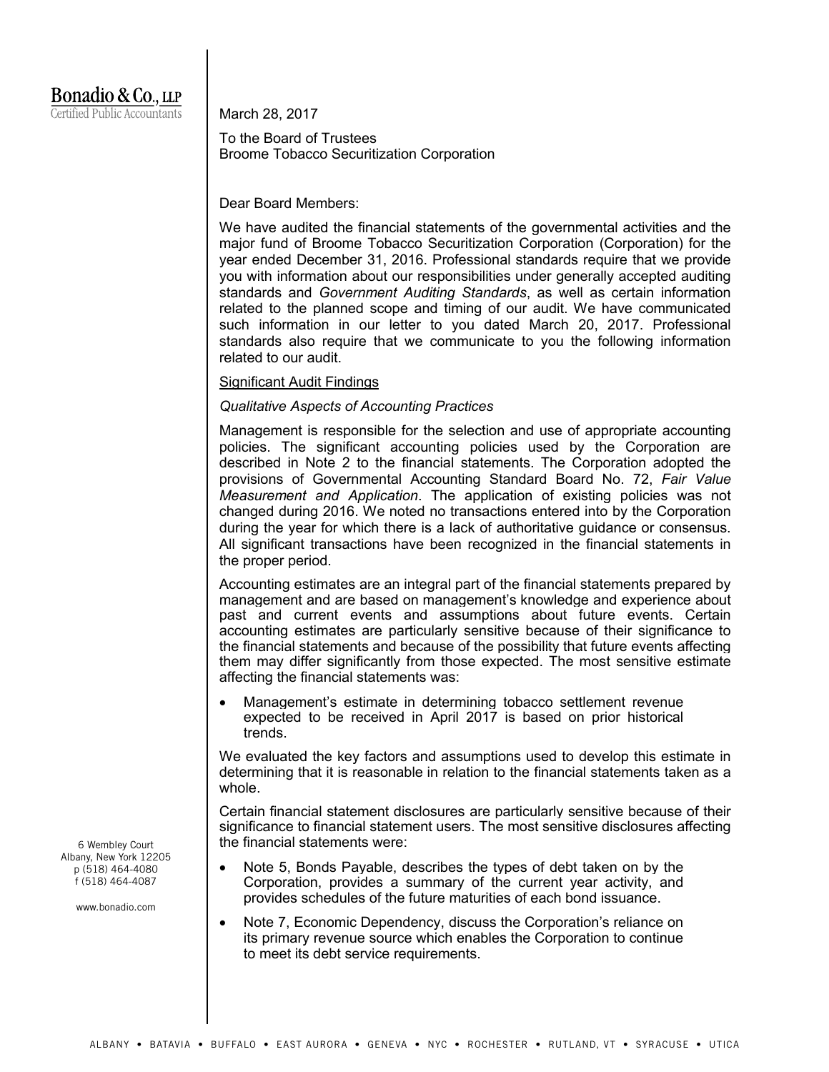**Bonadio & Co., LLP**
Certified Public Accountants

March 28, 2017

To the Board of Trustees
Broome Tobacco Securitization Corporation

Dear Board Members:

We have audited the financial statements of the governmental activities and the major fund of Broome Tobacco Securitization Corporation (Corporation) for the year ended December 31, 2016. Professional standards require that we provide you with information about our responsibilities under generally accepted auditing standards and *Government Auditing Standards*, as well as certain information related to the planned scope and timing of our audit. We have communicated such information in our letter to you dated March 20, 2017. Professional standards also require that we communicate to you the following information related to our audit.

Significant Audit Findings

*Qualitative Aspects of Accounting Practices*

Management is responsible for the selection and use of appropriate accounting policies. The significant accounting policies used by the Corporation are described in Note 2 to the financial statements. The Corporation adopted the provisions of Governmental Accounting Standard Board No. 72, *Fair Value Measurement and Application*. The application of existing policies was not changed during 2016. We noted no transactions entered into by the Corporation during the year for which there is a lack of authoritative guidance or consensus. All significant transactions have been recognized in the financial statements in the proper period.

Accounting estimates are an integral part of the financial statements prepared by management and are based on management's knowledge and experience about past and current events and assumptions about future events. Certain accounting estimates are particularly sensitive because of their significance to the financial statements and because of the possibility that future events affecting them may differ significantly from those expected. The most sensitive estimate affecting the financial statements was:

- Management's estimate in determining tobacco settlement revenue expected to be received in April 2017 is based on prior historical trends.

We evaluated the key factors and assumptions used to develop this estimate in determining that it is reasonable in relation to the financial statements taken as a whole.

Certain financial statement disclosures are particularly sensitive because of their significance to financial statement users. The most sensitive disclosures affecting the financial statements were:

- Note 5, Bonds Payable, describes the types of debt taken on by the Corporation, provides a summary of the current year activity, and provides schedules of the future maturities of each bond issuance.
- Note 7, Economic Dependency, discuss the Corporation's reliance on its primary revenue source which enables the Corporation to continue to meet its debt service requirements.

6 Wembley Court
Albany, New York 12205
p (518) 464-4080
f (518) 464-4087

www.bonadio.com

ALBANY • BATAVIA • BUFFALO • EAST AURORA • GENEVA • NYC • ROCHESTER • RUTLAND, VT • SYRACUSE • UTICA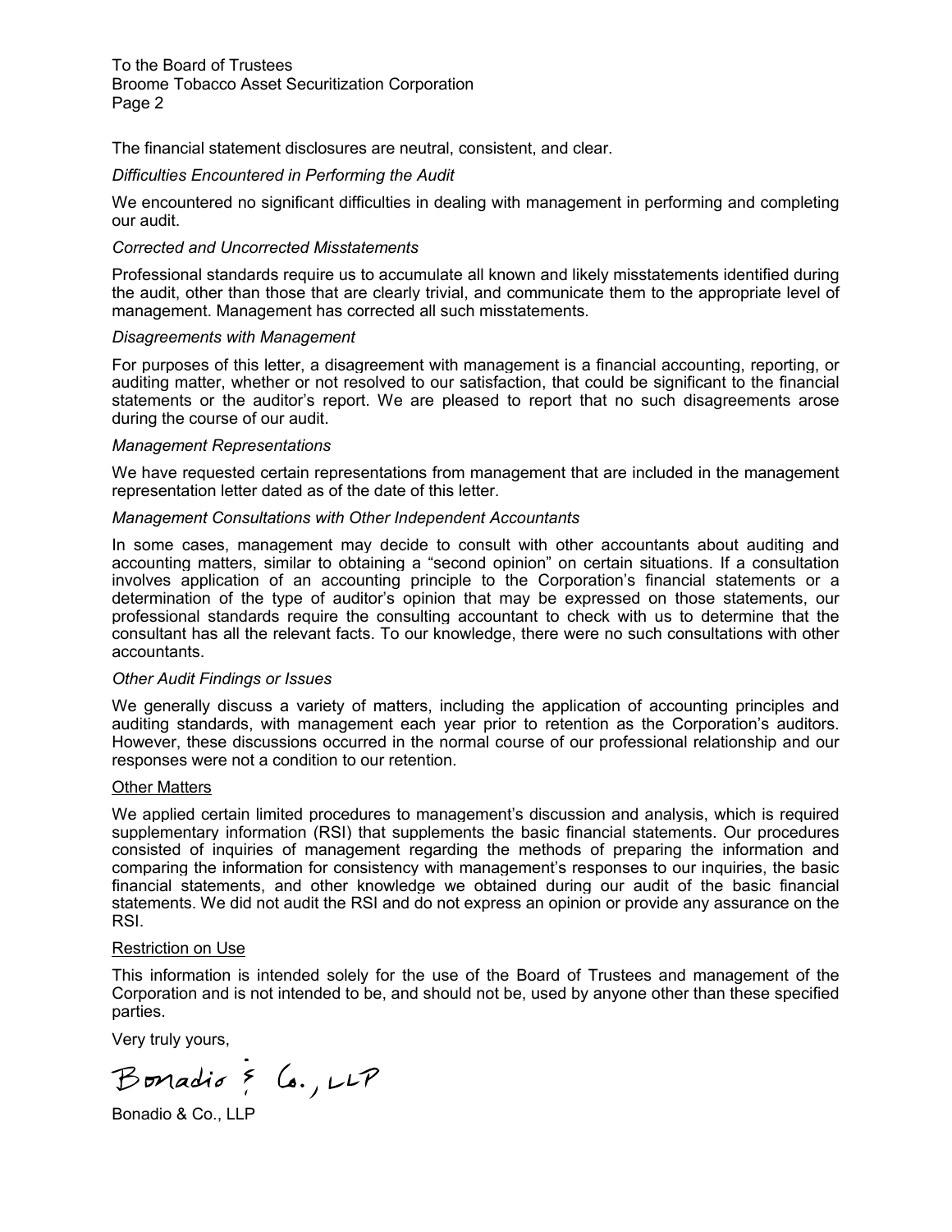To the Board of Trustees
Broome Tobacco Asset Securitization Corporation
Page 2

The financial statement disclosures are neutral, consistent, and clear.

*Difficulties Encountered in Performing the Audit*

We encountered no significant difficulties in dealing with management in performing and completing our audit.

*Corrected and Uncorrected Misstatements*

Professional standards require us to accumulate all known and likely misstatements identified during the audit, other than those that are clearly trivial, and communicate them to the appropriate level of management. Management has corrected all such misstatements.

*Disagreements with Management*

For purposes of this letter, a disagreement with management is a financial accounting, reporting, or auditing matter, whether or not resolved to our satisfaction, that could be significant to the financial statements or the auditor's report. We are pleased to report that no such disagreements arose during the course of our audit.

*Management Representations*

We have requested certain representations from management that are included in the management representation letter dated as of the date of this letter.

*Management Consultations with Other Independent Accountants*

In some cases, management may decide to consult with other accountants about auditing and accounting matters, similar to obtaining a "second opinion" on certain situations. If a consultation involves application of an accounting principle to the Corporation's financial statements or a determination of the type of auditor's opinion that may be expressed on those statements, our professional standards require the consulting accountant to check with us to determine that the consultant has all the relevant facts. To our knowledge, there were no such consultations with other accountants.

*Other Audit Findings or Issues*

We generally discuss a variety of matters, including the application of accounting principles and auditing standards, with management each year prior to retention as the Corporation's auditors. However, these discussions occurred in the normal course of our professional relationship and our responses were not a condition to our retention.

<u>Other Matters</u>

We applied certain limited procedures to management's discussion and analysis, which is required supplementary information (RSI) that supplements the basic financial statements. Our procedures consisted of inquiries of management regarding the methods of preparing the information and comparing the information for consistency with management's responses to our inquiries, the basic financial statements, and other knowledge we obtained during our audit of the basic financial statements. We did not audit the RSI and do not express an opinion or provide any assurance on the RSI.

<u>Restriction on Use</u>

This information is intended solely for the use of the Board of Trustees and management of the Corporation and is not intended to be, and should not be, used by anyone other than these specified parties.

Very truly yours,

Bonadio & Co., LLP

Bonadio & Co., LLP